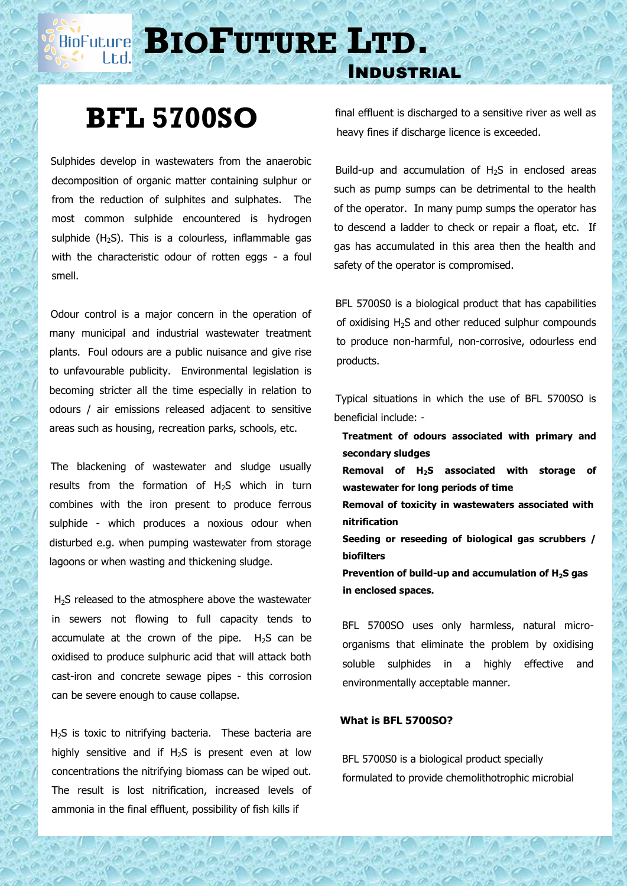# BioFuture Ltd.

## Industrial

# BFL 5700SO

Sulphides develop in wastewaters from the anaerobic decomposition of organic matter containing sulphur or from the reduction of sulphites and sulphates. The most common sulphide encountered is hydrogen sulphide ($H_2S$). This is a colourless, inflammable gas with the characteristic odour of rotten eggs - a foul smell.

Odour control is a major concern in the operation of many municipal and industrial wastewater treatment plants. Foul odours are a public nuisance and give rise to unfavourable publicity. Environmental legislation is becoming stricter all the time especially in relation to odours / air emissions released adjacent to sensitive areas such as housing, recreation parks, schools, etc.

The blackening of wastewater and sludge usually results from the formation of $H_2S$ which in turn combines with the iron present to produce ferrous sulphide - which produces a noxious odour when disturbed e.g. when pumping wastewater from storage lagoons or when wasting and thickening sludge.

$H_2S$ released to the atmosphere above the wastewater in sewers not flowing to full capacity tends to accumulate at the crown of the pipe. $H_2S$ can be oxidised to produce sulphuric acid that will attack both cast-iron and concrete sewage pipes - this corrosion can be severe enough to cause collapse.

$H_2S$ is toxic to nitrifying bacteria. These bacteria are highly sensitive and if $H_2S$ is present even at low concentrations the nitrifying biomass can be wiped out. The result is lost nitrification, increased levels of ammonia in the final effluent, possibility of fish kills if final effluent is discharged to a sensitive river as well as heavy fines if discharge licence is exceeded.

Build-up and accumulation of $H_2S$ in enclosed areas such as pump sumps can be detrimental to the health of the operator. In many pump sumps the operator has to descend a ladder to check or repair a float, etc. If gas has accumulated in this area then the health and safety of the operator is compromised.

BFL 5700S0 is a biological product that has capabilities of oxidising $H_2S$ and other reduced sulphur compounds to produce non-harmful, non-corrosive, odourless end products.

Typical situations in which the use of BFL 5700SO is beneficial include: -

**Treatment of odours associated with primary and secondary sludges**
**Removal of $H_2S$ associated with storage of wastewater for long periods of time**
**Removal of toxicity in wastewaters associated with nitrification**
**Seeding or reseeding of biological gas scrubbers / biofilters**
**Prevention of build-up and accumulation of $H_2S$ gas in enclosed spaces.**

BFL 5700SO uses only harmless, natural micro-organisms that eliminate the problem by oxidising soluble sulphides in a highly effective and environmentally acceptable manner.

**What is BFL 5700SO?**

BFL 5700S0 is a biological product specially formulated to provide chemolithotrophic microbial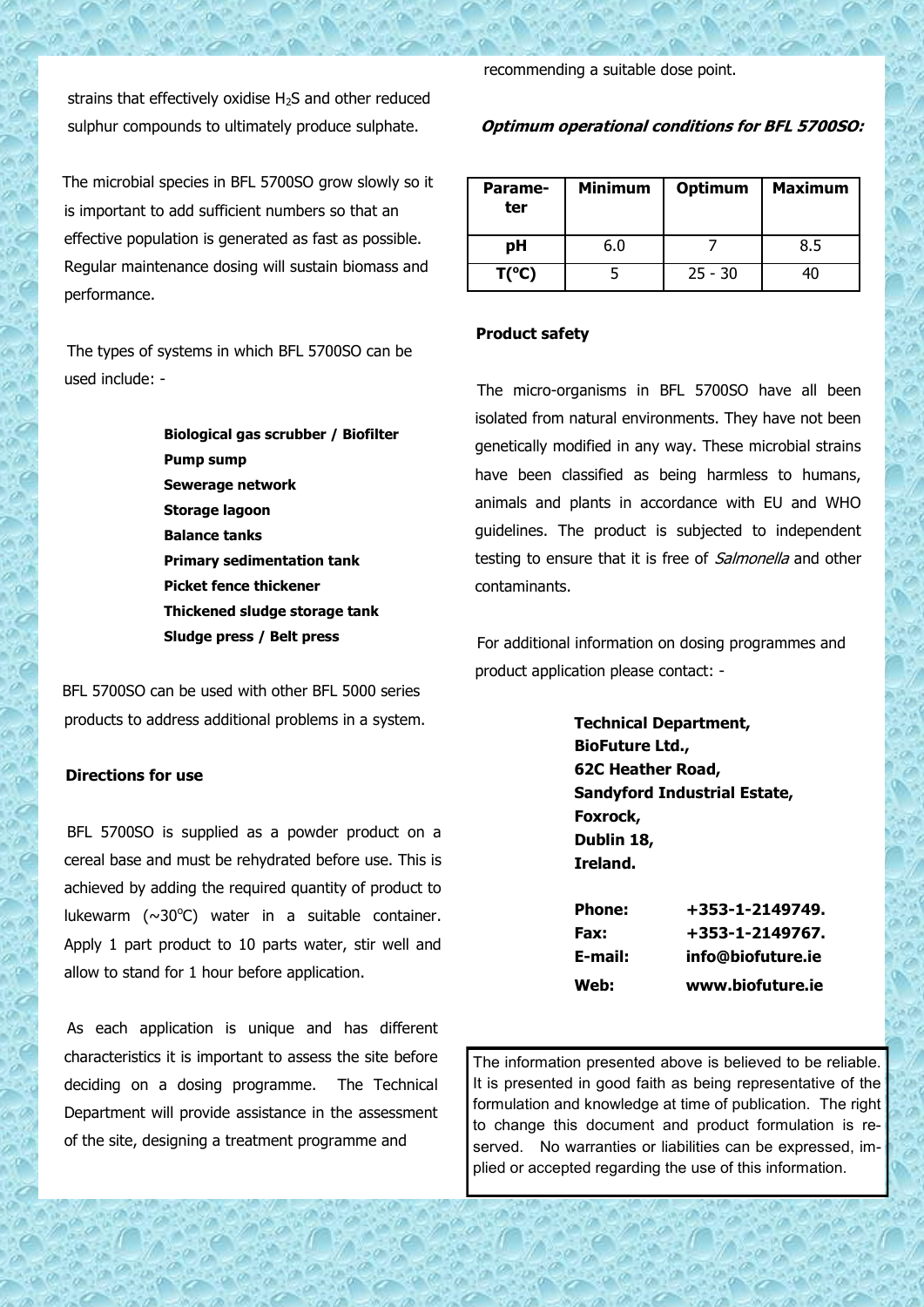strains that effectively oxidise $H_2S$ and other reduced sulphur compounds to ultimately produce sulphate.

The microbial species in BFL 5700SO grow slowly so it is important to add sufficient numbers so that an effective population is generated as fast as possible. Regular maintenance dosing will sustain biomass and performance.

The types of systems in which BFL 5700SO can be used include: -

**Biological gas scrubber / Biofilter**
**Pump sump**
**Sewerage network**
**Storage lagoon**
**Balance tanks**
**Primary sedimentation tank**
**Picket fence thickener**
**Thickened sludge storage tank**
**Sludge press / Belt press**

BFL 5700SO can be used with other BFL 5000 series products to address additional problems in a system.

**Directions for use**

BFL 5700SO is supplied as a powder product on a cereal base and must be rehydrated before use. This is achieved by adding the required quantity of product to lukewarm (~30°C) water in a suitable container. Apply 1 part product to 10 parts water, stir well and allow to stand for 1 hour before application.

As each application is unique and has different characteristics it is important to assess the site before deciding on a dosing programme. The Technical Department will provide assistance in the assessment of the site, designing a treatment programme and recommending a suitable dose point.

***Optimum operational conditions for BFL 5700SO:***

| Parameter | Minimum | Optimum | Maximum |
|---|---|---|---|
| **pH** | 6.0 | 7 | 8.5 |
| **T(°C)** | 5 | 25 - 30 | 40 |

**Product safety**

The micro-organisms in BFL 5700SO have all been isolated from natural environments. They have not been genetically modified in any way. These microbial strains have been classified as being harmless to humans, animals and plants in accordance with EU and WHO guidelines. The product is subjected to independent testing to ensure that it is free of *Salmonella* and other contaminants.

For additional information on dosing programmes and product application please contact: -

**Technical Department,**
**BioFuture Ltd.,**
**62C Heather Road,**
**Sandyford Industrial Estate,**
**Foxrock,**
**Dublin 18,**
**Ireland.**

**Phone:** **+353-1-2149749.**
**Fax:** **+353-1-2149767.**
**E-mail:** **info@biofuture.ie**
**Web:** **www.biofuture.ie**

The information presented above is believed to be reliable. It is presented in good faith as being representative of the formulation and knowledge at time of publication. The right to change this document and product formulation is reserved. No warranties or liabilities can be expressed, implied or accepted regarding the use of this information.